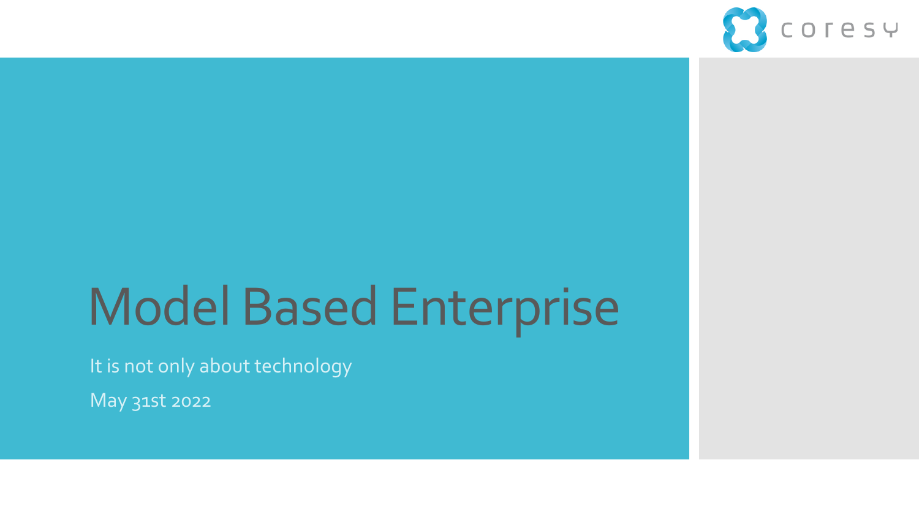# Model Based Enterprise

It is not only about technology

May 31st 2022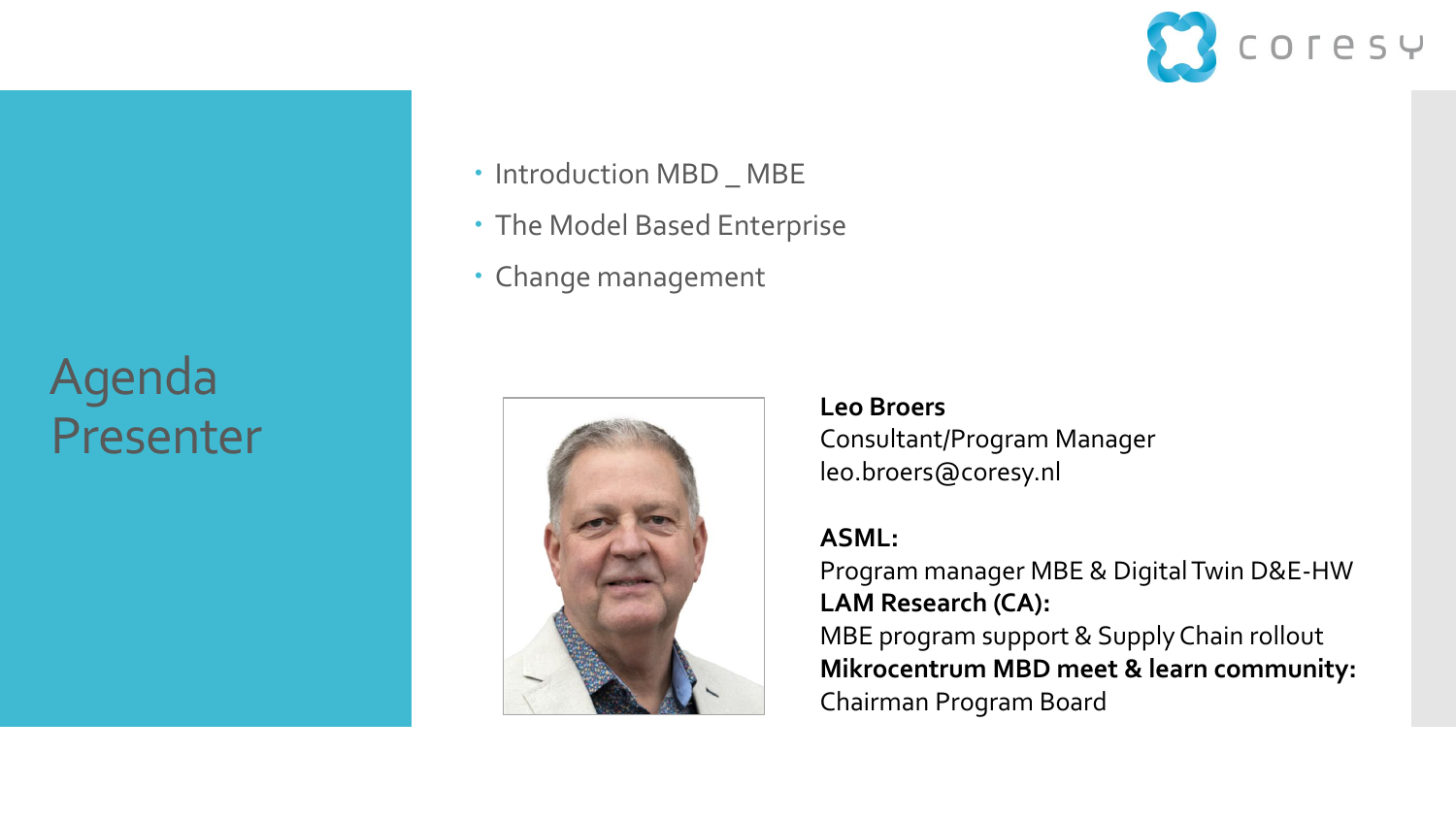# Agenda
# Presenter

- Introduction MBD _ MBE
- The Model Based Enterprise
- Change management

**Leo Broers**
Consultant/Program Manager
leo.broers@coresy.nl

**ASML:**
Program manager MBE & Digital Twin D&E-HW
**LAM Research (CA):**
MBE program support & Supply Chain rollout
**Mikrocentrum MBD meet & learn community:**
Chairman Program Board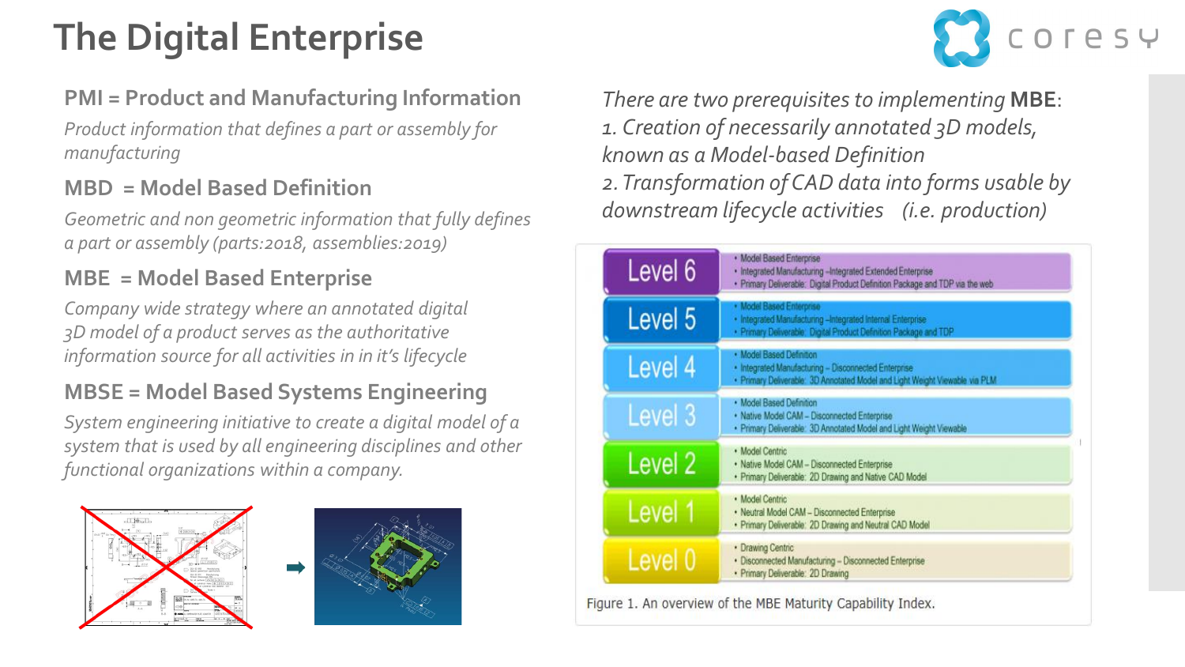# The Digital Enterprise

**PMI = Product and Manufacturing Information**

*Product information that defines a part or assembly for manufacturing*

**MBD = Model Based Definition**

*Geometric and non geometric information that fully defines a part or assembly (parts:2018, assemblies:2019)*

**MBE = Model Based Enterprise**

*Company wide strategy where an annotated digital 3D model of a product serves as the authoritative information source for all activities in in it's lifecycle*

**MBSE = Model Based Systems Engineering**

*System engineering initiative to create a digital model of a system that is used by all engineering disciplines and other functional organizations within a company.*

*There are two prerequisites to implementing* **MBE**:
*1. Creation of necessarily annotated 3D models, known as a Model-based Definition*
*2. Transformation of CAD data into forms usable by downstream lifecycle activities (i.e. production)*

| Level | Description |
|---|---|
| Level 6 | • Model Based Enterprise<br>• Integrated Manufacturing –Integrated Extended Enterprise<br>• Primary Deliverable: Digital Product Definition Package and TDP via the web |
| Level 5 | • Model Based Enterprise<br>• Integrated Manufacturing –Integrated Internal Enterprise<br>• Primary Deliverable: Digital Product Definition Package and TDP |
| Level 4 | • Model Based Definition<br>• Integrated Manufacturing – Disconnected Enterprise<br>• Primary Deliverable: 3D Annotated Model and Light Weight Viewable via PLM |
| Level 3 | • Model Based Definition<br>• Native Model CAM – Disconnected Enterprise<br>• Primary Deliverable: 3D Annotated Model and Light Weight Viewable |
| Level 2 | • Model Centric<br>• Native Model CAM – Disconnected Enterprise<br>• Primary Deliverable: 2D Drawing and Native CAD Model |
| Level 1 | • Model Centric<br>• Neutral Model CAM – Disconnected Enterprise<br>• Primary Deliverable: 2D Drawing and Neutral CAD Model |
| Level 0 | • Drawing Centric<br>• Disconnected Manufacturing – Disconnected Enterprise<br>• Primary Deliverable: 2D Drawing |

Figure 1. An overview of the MBE Maturity Capability Index.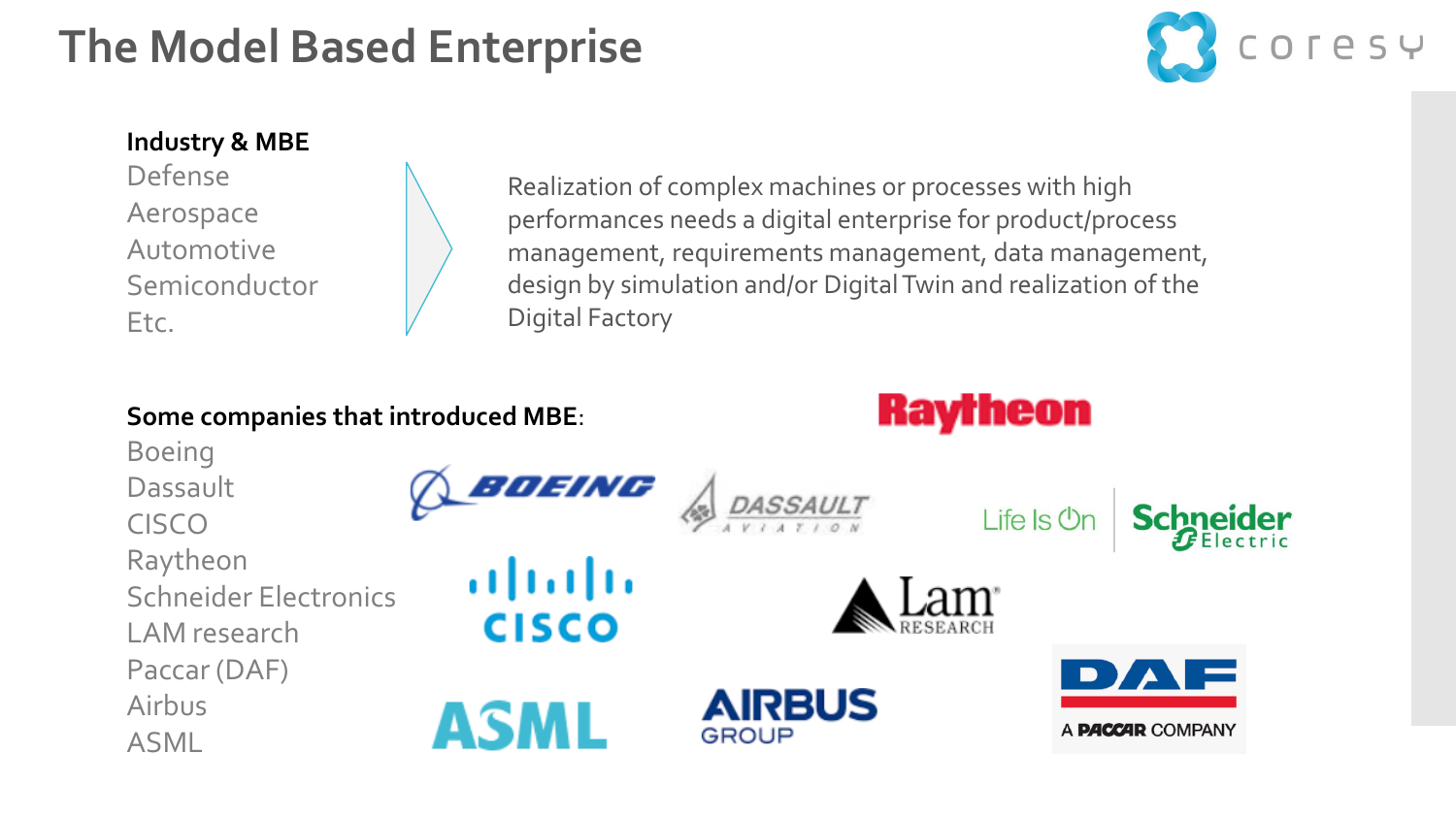# The Model Based Enterprise

**Industry & MBE**

Defense
Aerospace
Automotive
Semiconductor
Etc.

Realization of complex machines or processes with high performances needs a digital enterprise for product/process management, requirements management, data management, design by simulation and/or Digital Twin and realization of the Digital Factory

**Some companies that introduced MBE**:

Boeing
Dassault
CISCO
Raytheon
Schneider Electronics
LAM research
Paccar (DAF)
Airbus
ASML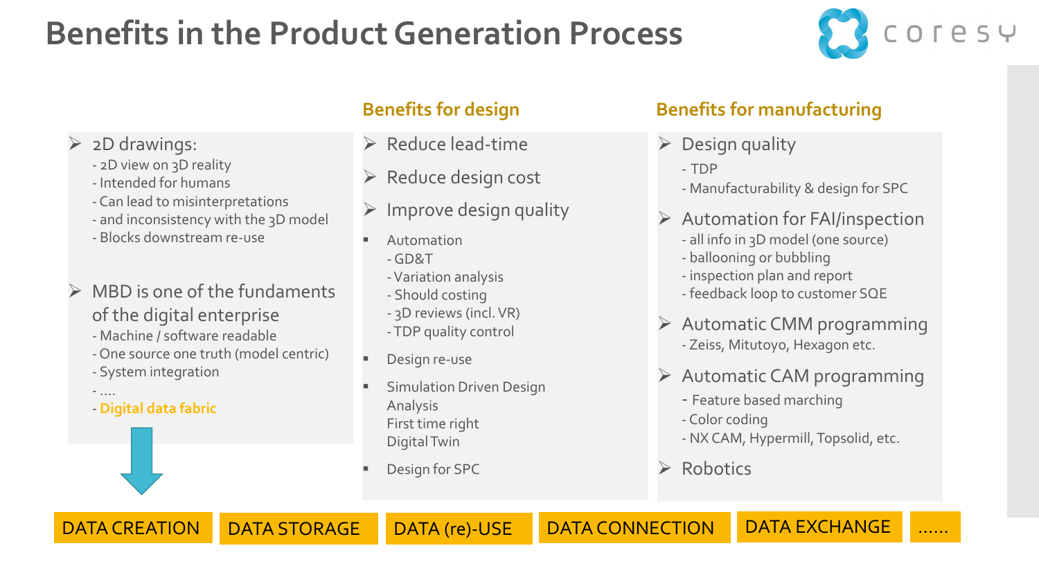# Benefits in the Product Generation Process

- 2D drawings:
  - 2D view on 3D reality
  - Intended for humans
  - Can lead to misinterpretations
  - and inconsistency with the 3D model
  - Blocks downstream re-use
- MBD is one of the fundaments of the digital enterprise
  - Machine / software readable
  - One source one truth (model centric)
  - System integration
  - ….
  - **Digital data fabric**

## Benefits for design

- Reduce lead-time
- Reduce design cost
- Improve design quality
  - Automation
    - GD&T
    - Variation analysis
    - Should costing
    - 3D reviews (incl. VR)
    - TDP quality control
  - Design re-use
  - Simulation Driven Design
    Analysis
    First time right
    Digital Twin
  - Design for SPC

## Benefits for manufacturing

- Design quality
  - TDP
  - Manufacturability & design for SPC
- Automation for FAI/inspection
  - all info in 3D model (one source)
  - ballooning or bubbling
  - inspection plan and report
  - feedback loop to customer SQE
- Automatic CMM programming
  - Zeiss, Mitutoyo, Hexagon etc.
- Automatic CAM programming
  - Feature based marching
  - Color coding
  - NX CAM, Hypermill, Topsolid, etc.
- Robotics

DATA CREATION | DATA STORAGE | DATA (re)-USE | DATA CONNECTION | DATA EXCHANGE | ……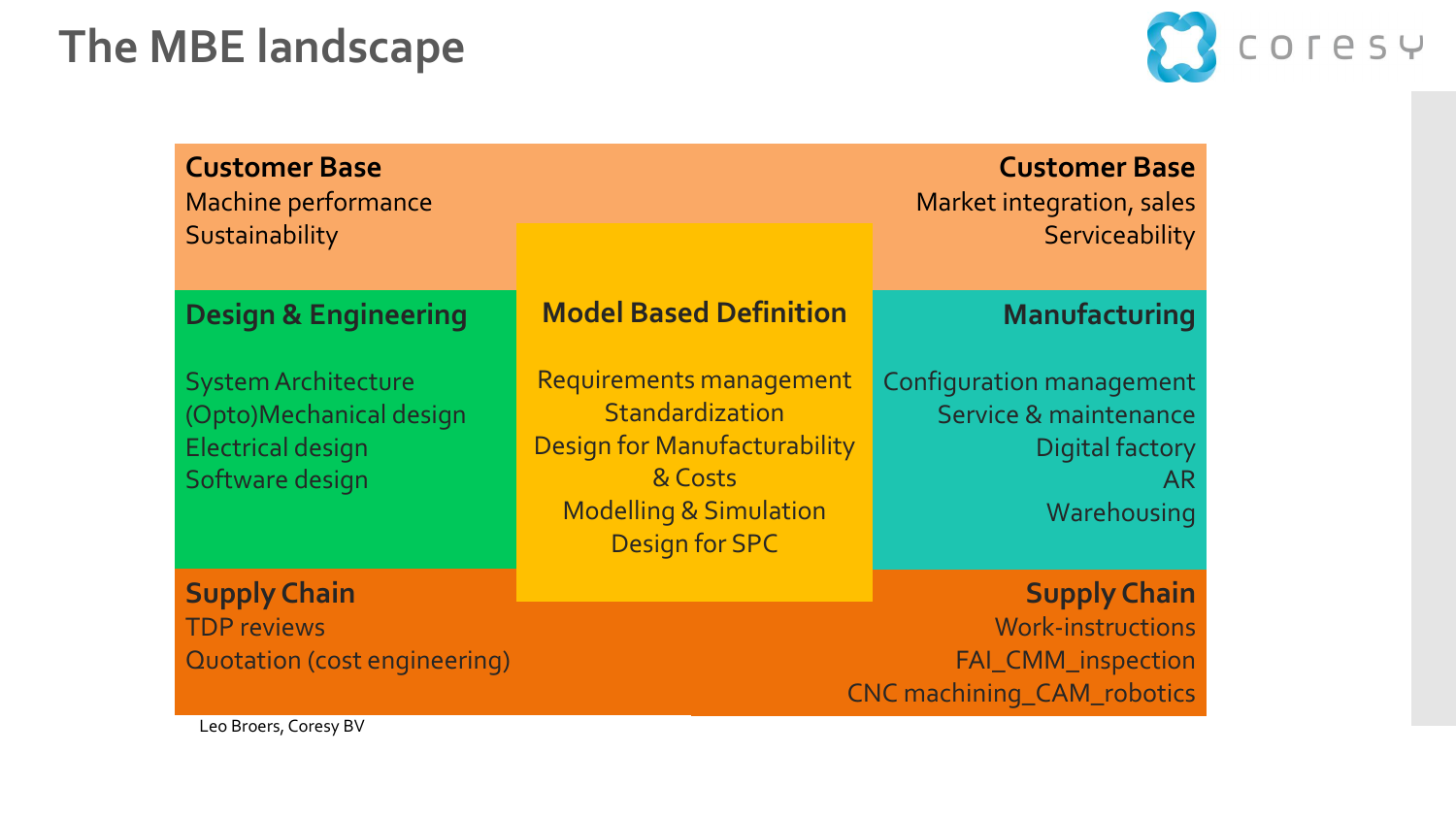# The MBE landscape

**Customer Base**
Machine performance
Sustainability

**Customer Base**
Market integration, sales
Serviceability

**Design & Engineering**

System Architecture
(Opto)Mechanical design
Electrical design
Software design

**Model Based Definition**

Requirements management
Standardization
Design for Manufacturability & Costs
Modelling & Simulation
Design for SPC

**Manufacturing**

Configuration management
Service & maintenance
Digital factory
AR
Warehousing

**Supply Chain**
TDP reviews
Quotation (cost engineering)

**Supply Chain**
Work-instructions
FAI_CMM_inspection
CNC machining_CAM_robotics

Leo Broers, Coresy BV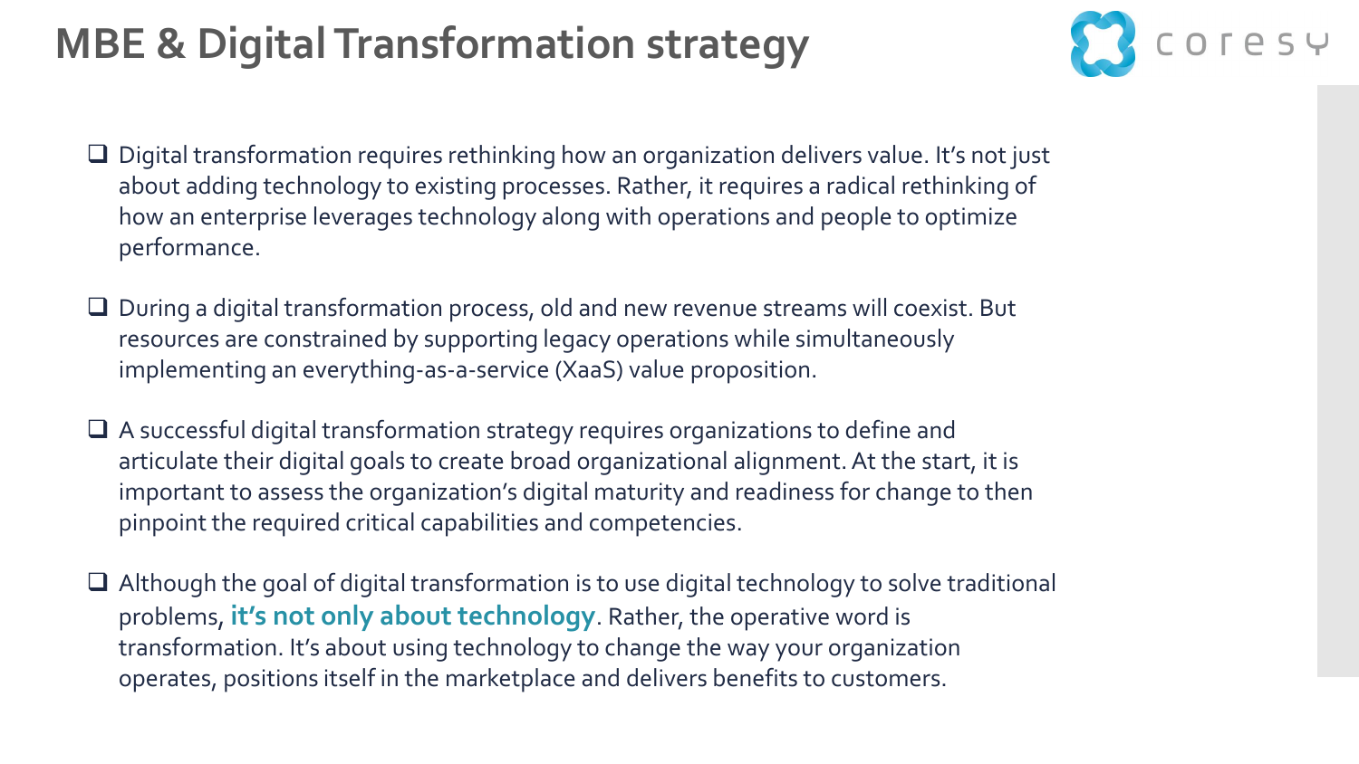# MBE & Digital Transformation strategy

- Digital transformation requires rethinking how an organization delivers value. It's not just about adding technology to existing processes. Rather, it requires a radical rethinking of how an enterprise leverages technology along with operations and people to optimize performance.

- During a digital transformation process, old and new revenue streams will coexist. But resources are constrained by supporting legacy operations while simultaneously implementing an everything-as-a-service (XaaS) value proposition.

- A successful digital transformation strategy requires organizations to define and articulate their digital goals to create broad organizational alignment. At the start, it is important to assess the organization's digital maturity and readiness for change to then pinpoint the required critical capabilities and competencies.

- Although the goal of digital transformation is to use digital technology to solve traditional problems, **it's not only about technology**. Rather, the operative word is transformation. It's about using technology to change the way your organization operates, positions itself in the marketplace and delivers benefits to customers.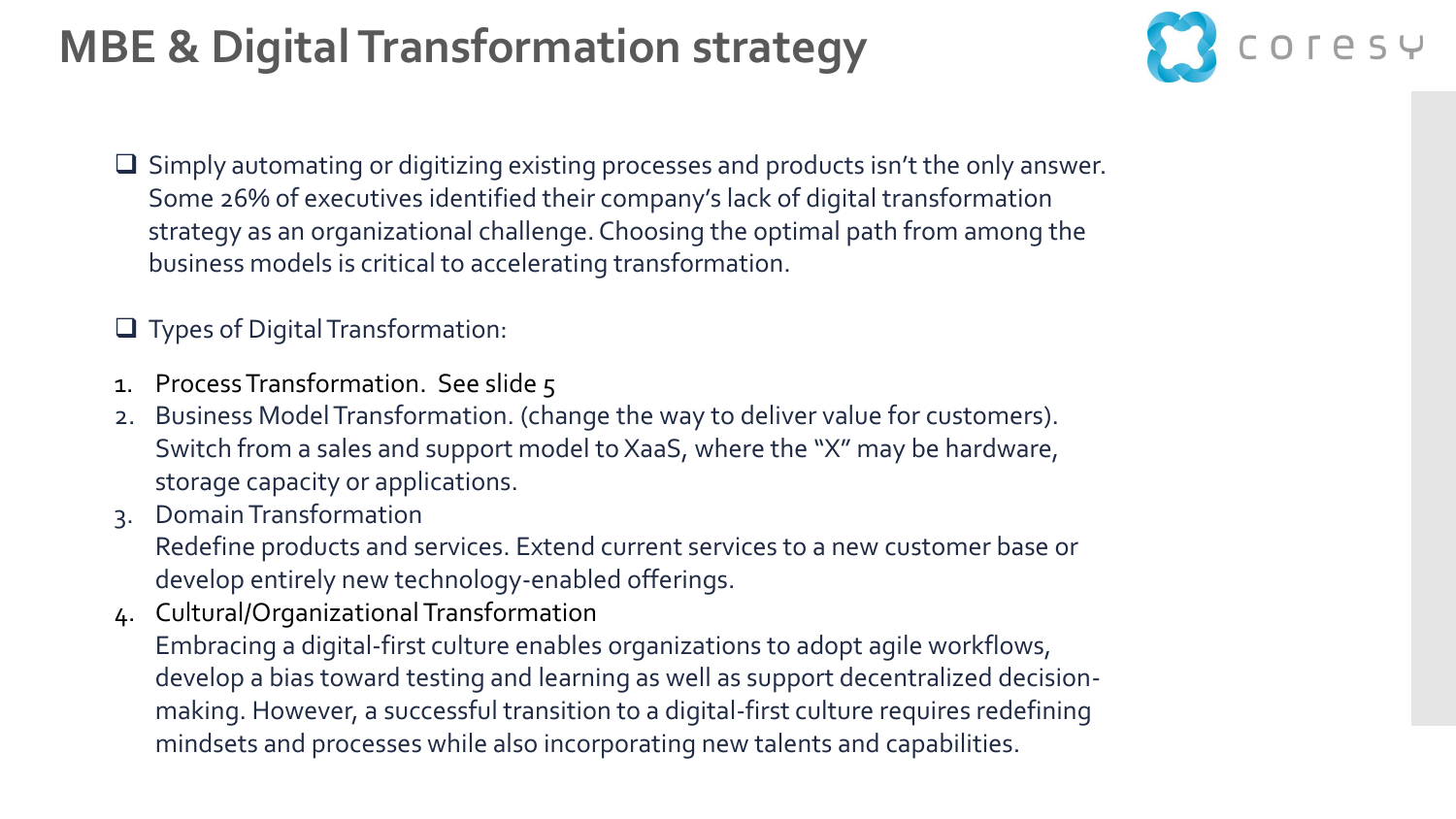# MBE & Digital Transformation strategy

- Simply automating or digitizing existing processes and products isn't the only answer. Some 26% of executives identified their company's lack of digital transformation strategy as an organizational challenge. Choosing the optimal path from among the business models is critical to accelerating transformation.

- Types of Digital Transformation:

1. Process Transformation. See slide 5
2. Business Model Transformation. (change the way to deliver value for customers). Switch from a sales and support model to XaaS, where the "X" may be hardware, storage capacity or applications.
3. Domain Transformation
   Redefine products and services. Extend current services to a new customer base or develop entirely new technology-enabled offerings.
4. Cultural/Organizational Transformation
   Embracing a digital-first culture enables organizations to adopt agile workflows, develop a bias toward testing and learning as well as support decentralized decision-making. However, a successful transition to a digital-first culture requires redefining mindsets and processes while also incorporating new talents and capabilities.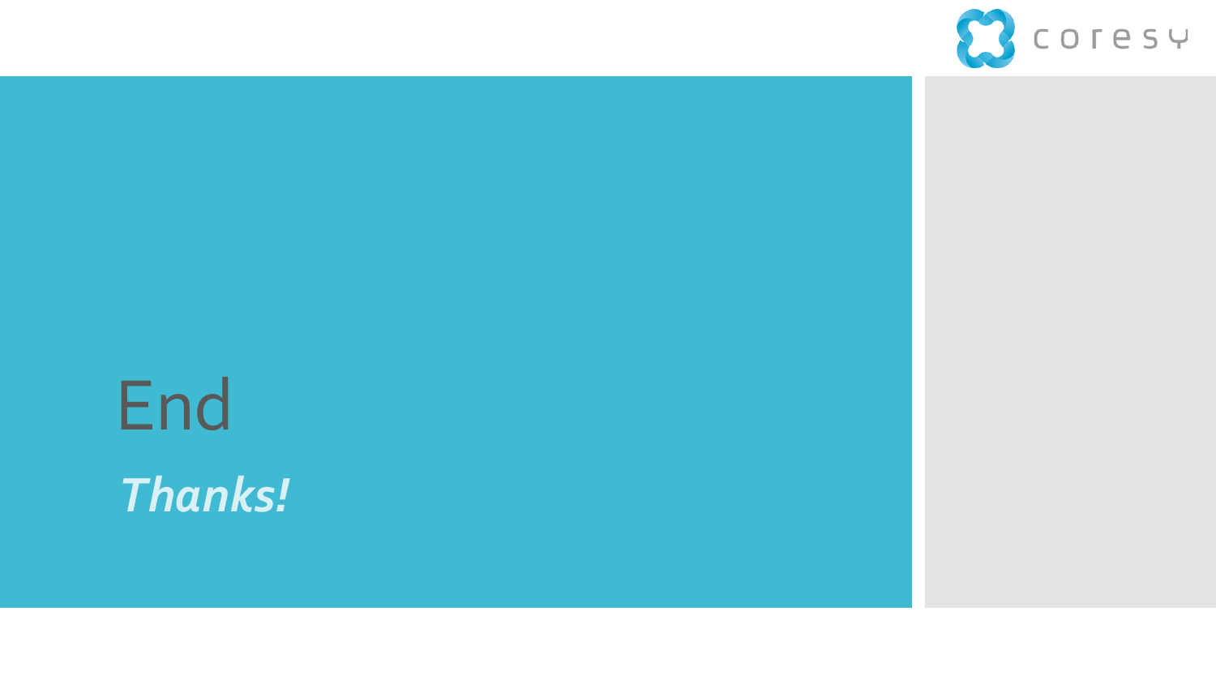# End

***Thanks!***